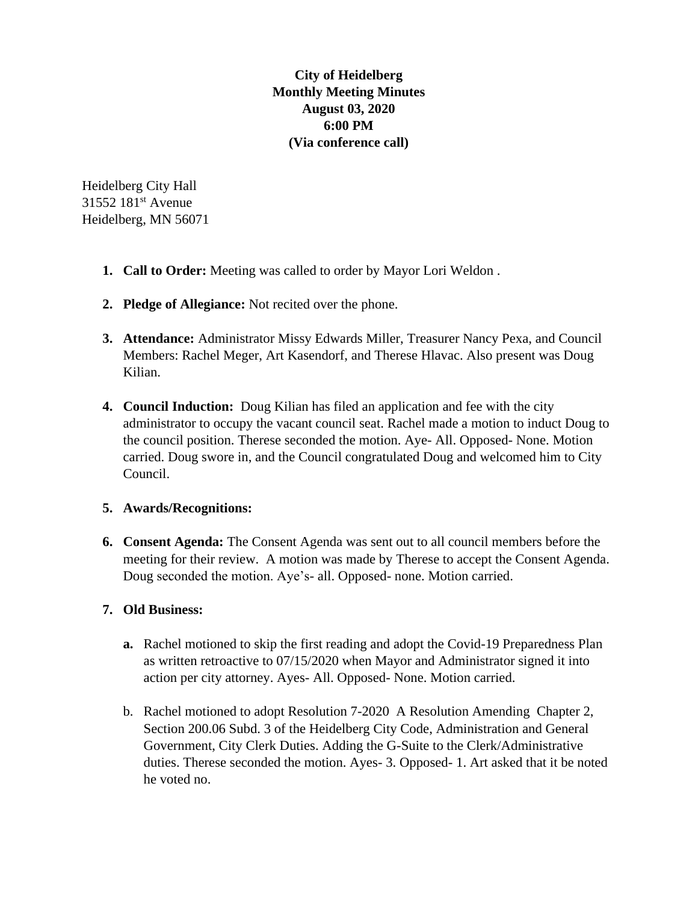**City of Heidelberg**
**Monthly Meeting Minutes**
**August 03, 2020**
**6:00 PM**
**(Via conference call)**

Heidelberg City Hall
31552 181st Avenue
Heidelberg, MN 56071

1. **Call to Order:** Meeting was called to order by Mayor Lori Weldon .

2. **Pledge of Allegiance:** Not recited over the phone.

3. **Attendance:** Administrator Missy Edwards Miller, Treasurer Nancy Pexa, and Council Members: Rachel Meger, Art Kasendorf, and Therese Hlavac. Also present was Doug Kilian.

4. **Council Induction:** Doug Kilian has filed an application and fee with the city administrator to occupy the vacant council seat. Rachel made a motion to induct Doug to the council position. Therese seconded the motion. Aye- All. Opposed- None. Motion carried. Doug swore in, and the Council congratulated Doug and welcomed him to City Council.

5. **Awards/Recognitions:**

6. **Consent Agenda:** The Consent Agenda was sent out to all council members before the meeting for their review. A motion was made by Therese to accept the Consent Agenda. Doug seconded the motion. Aye's- all. Opposed- none. Motion carried.

7. **Old Business:**

   **a.** Rachel motioned to skip the first reading and adopt the Covid-19 Preparedness Plan as written retroactive to 07/15/2020 when Mayor and Administrator signed it into action per city attorney. Ayes- All. Opposed- None. Motion carried.

   b. Rachel motioned to adopt Resolution 7-2020 A Resolution Amending Chapter 2, Section 200.06 Subd. 3 of the Heidelberg City Code, Administration and General Government, City Clerk Duties. Adding the G-Suite to the Clerk/Administrative duties. Therese seconded the motion. Ayes- 3. Opposed- 1. Art asked that it be noted he voted no.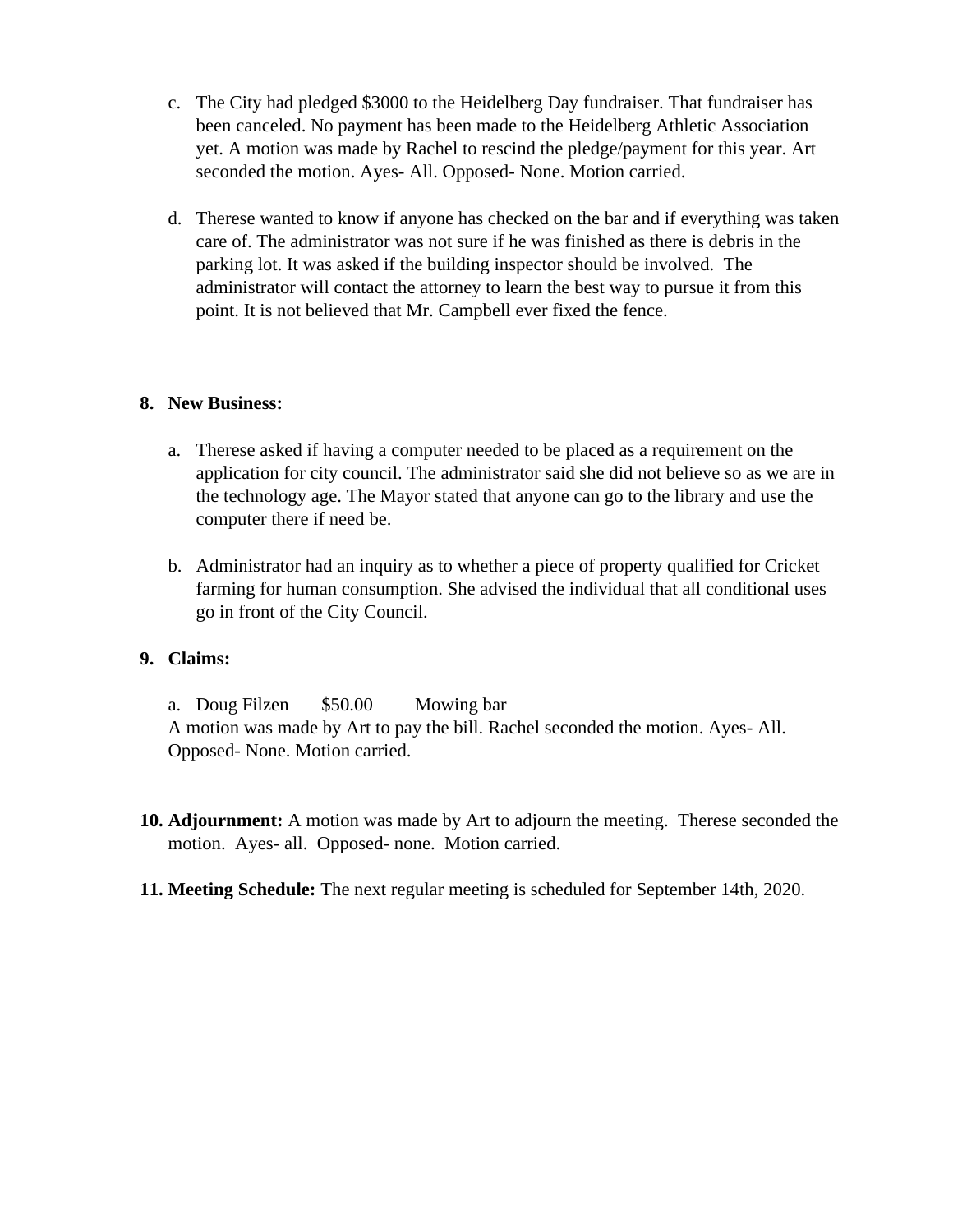c. The City had pledged $3000 to the Heidelberg Day fundraiser. That fundraiser has been canceled. No payment has been made to the Heidelberg Athletic Association yet. A motion was made by Rachel to rescind the pledge/payment for this year. Art seconded the motion. Ayes- All. Opposed- None. Motion carried.

d. Therese wanted to know if anyone has checked on the bar and if everything was taken care of. The administrator was not sure if he was finished as there is debris in the parking lot. It was asked if the building inspector should be involved. The administrator will contact the attorney to learn the best way to pursue it from this point. It is not believed that Mr. Campbell ever fixed the fence.

**8. New Business:**

a. Therese asked if having a computer needed to be placed as a requirement on the application for city council. The administrator said she did not believe so as we are in the technology age. The Mayor stated that anyone can go to the library and use the computer there if need be.

b. Administrator had an inquiry as to whether a piece of property qualified for Cricket farming for human consumption. She advised the individual that all conditional uses go in front of the City Council.

**9. Claims:**

a. Doug Filzen $50.00 Mowing bar

A motion was made by Art to pay the bill. Rachel seconded the motion. Ayes- All. Opposed- None. Motion carried.

**10. Adjournment:** A motion was made by Art to adjourn the meeting. Therese seconded the motion. Ayes- all. Opposed- none. Motion carried.

**11. Meeting Schedule:** The next regular meeting is scheduled for September 14th, 2020.